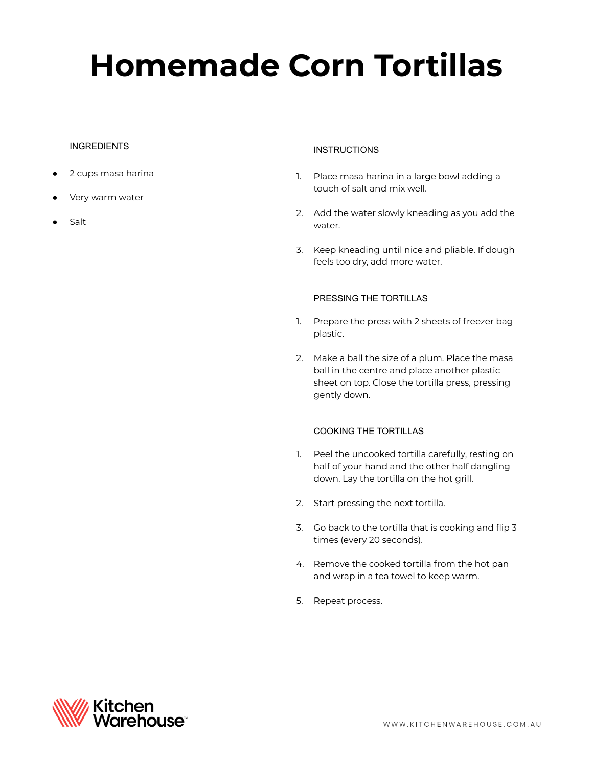# Homemade Corn Tortillas

## INGREDIENTS

- 2 cups masa harina
- Very warm water
- Salt

## INSTRUCTIONS

1. Place masa harina in a large bowl adding a touch of salt and mix well.
2. Add the water slowly kneading as you add the water.
3. Keep kneading until nice and pliable. If dough feels too dry, add more water.

### PRESSING THE TORTILLAS

1. Prepare the press with 2 sheets of freezer bag plastic.
2. Make a ball the size of a plum. Place the masa ball in the centre and place another plastic sheet on top. Close the tortilla press, pressing gently down.

### COOKING THE TORTILLAS

1. Peel the uncooked tortilla carefully, resting on half of your hand and the other half dangling down. Lay the tortilla on the hot grill.
2. Start pressing the next tortilla.
3. Go back to the tortilla that is cooking and flip 3 times (every 20 seconds).
4. Remove the cooked tortilla from the hot pan and wrap in a tea towel to keep warm.
5. Repeat process.

Kitchen Warehouse™

WWW.KITCHENWAREHOUSE.COM.AU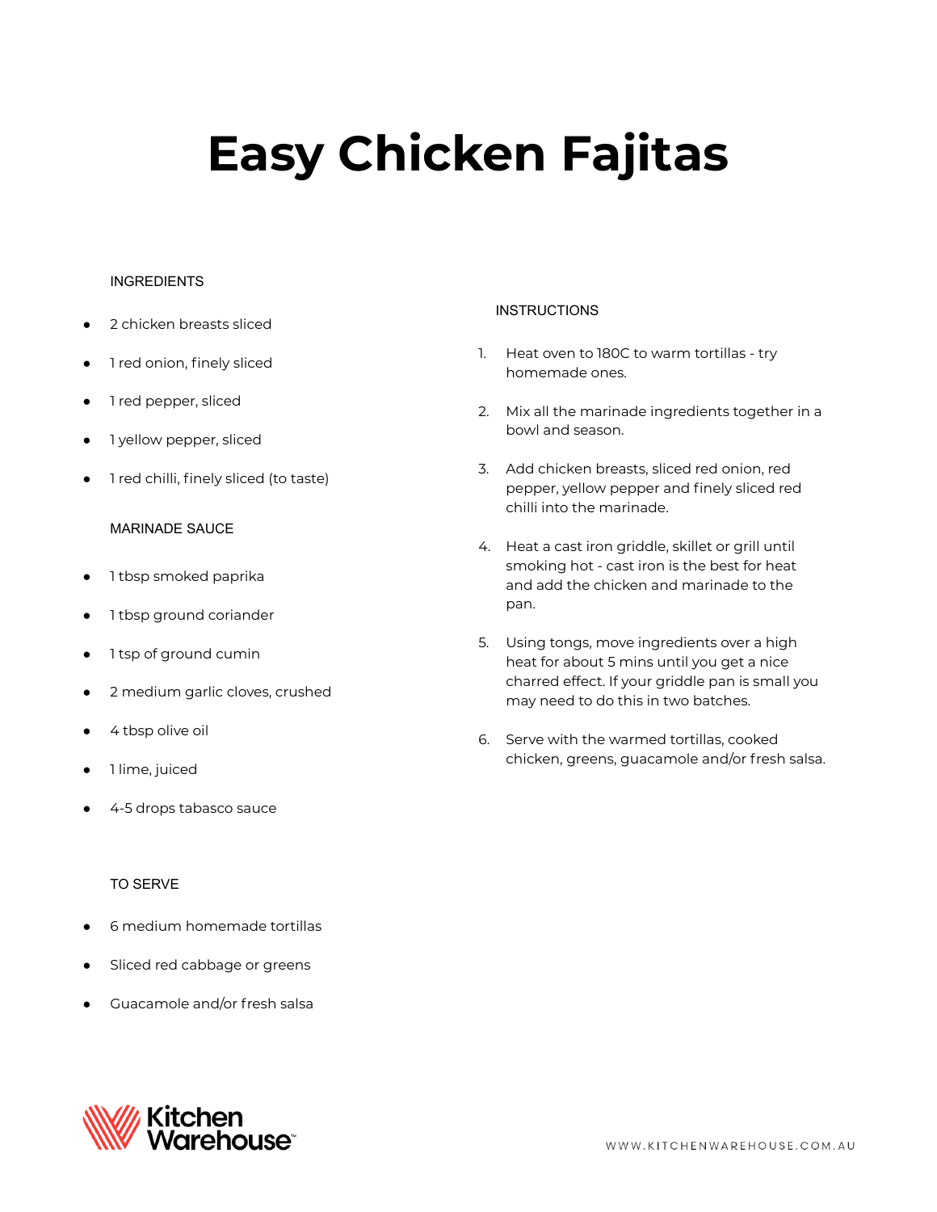# Easy Chicken Fajitas

INGREDIENTS

- 2 chicken breasts sliced
- 1 red onion, finely sliced
- 1 red pepper, sliced
- 1 yellow pepper, sliced
- 1 red chilli, finely sliced (to taste)

MARINADE SAUCE

- 1 tbsp smoked paprika
- 1 tbsp ground coriander
- 1 tsp of ground cumin
- 2 medium garlic cloves, crushed
- 4 tbsp olive oil
- 1 lime, juiced
- 4-5 drops tabasco sauce

TO SERVE

- 6 medium homemade tortillas
- Sliced red cabbage or greens
- Guacamole and/or fresh salsa

INSTRUCTIONS

1. Heat oven to 180C to warm tortillas - try homemade ones.
2. Mix all the marinade ingredients together in a bowl and season.
3. Add chicken breasts, sliced red onion, red pepper, yellow pepper and finely sliced red chilli into the marinade.
4. Heat a cast iron griddle, skillet or grill until smoking hot - cast iron is the best for heat and add the chicken and marinade to the pan.
5. Using tongs, move ingredients over a high heat for about 5 mins until you get a nice charred effect. If your griddle pan is small you may need to do this in two batches.
6. Serve with the warmed tortillas, cooked chicken, greens, guacamole and/or fresh salsa.

Kitchen Warehouse™

WWW.KITCHENWAREHOUSE.COM.AU